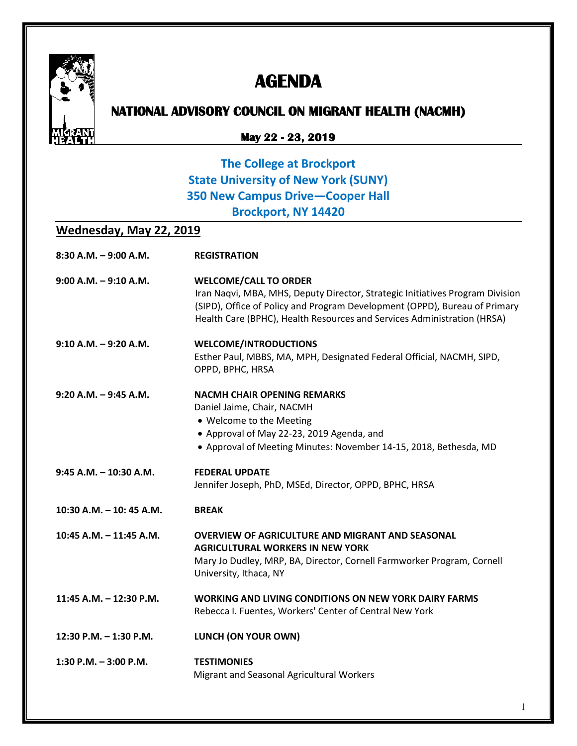# AGENDA

## NATIONAL ADVISORY COUNCIL ON MIGRANT HEALTH (NACMH)

**May 22 - 23, 2019**

**The College at Brockport**
**State University of New York (SUNY)**
**350 New Campus Drive—Cooper Hall**
**Brockport, NY 14420**

## Wednesday, May 22, 2019

| | |
|---|---|
| **8:30 A.M. – 9:00 A.M.** | **REGISTRATION** |
| **9:00 A.M. – 9:10 A.M.** | **WELCOME/CALL TO ORDER**<br>Iran Naqvi, MBA, MHS, Deputy Director, Strategic Initiatives Program Division (SIPD), Office of Policy and Program Development (OPPD), Bureau of Primary Health Care (BPHC), Health Resources and Services Administration (HRSA) |
| **9:10 A.M. – 9:20 A.M.** | **WELCOME/INTRODUCTIONS**<br>Esther Paul, MBBS, MA, MPH, Designated Federal Official, NACMH, SIPD, OPPD, BPHC, HRSA |
| **9:20 A.M. – 9:45 A.M.** | **NACMH CHAIR OPENING REMARKS**<br>Daniel Jaime, Chair, NACMH<br>• Welcome to the Meeting<br>• Approval of May 22-23, 2019 Agenda, and<br>• Approval of Meeting Minutes: November 14-15, 2018, Bethesda, MD |
| **9:45 A.M. – 10:30 A.M.** | **FEDERAL UPDATE**<br>Jennifer Joseph, PhD, MSEd, Director, OPPD, BPHC, HRSA |
| **10:30 A.M. – 10: 45 A.M.** | **BREAK** |
| **10:45 A.M. – 11:45 A.M.** | **OVERVIEW OF AGRICULTURE AND MIGRANT AND SEASONAL AGRICULTURAL WORKERS IN NEW YORK**<br>Mary Jo Dudley, MRP, BA, Director, Cornell Farmworker Program, Cornell University, Ithaca, NY |
| **11:45 A.M. – 12:30 P.M.** | **WORKING AND LIVING CONDITIONS ON NEW YORK DAIRY FARMS**<br>Rebecca I. Fuentes, Workers' Center of Central New York |
| **12:30 P.M. – 1:30 P.M.** | **LUNCH (ON YOUR OWN)** |
| **1:30 P.M. – 3:00 P.M.** | **TESTIMONIES**<br>Migrant and Seasonal Agricultural Workers |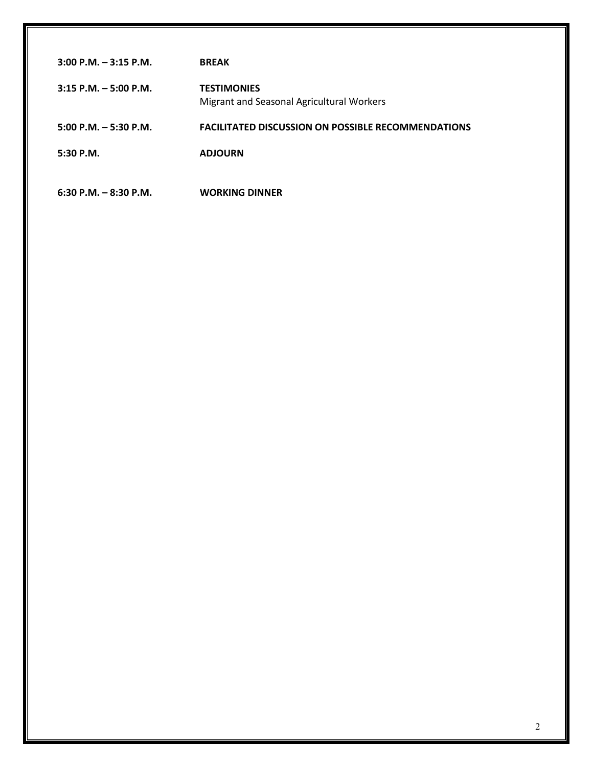| | |
|---|---|
| **3:00 P.M. – 3:15 P.M.** | **BREAK** |
| **3:15 P.M. – 5:00 P.M.** | **TESTIMONIES**<br>Migrant and Seasonal Agricultural Workers |
| **5:00 P.M. – 5:30 P.M.** | **FACILITATED DISCUSSION ON POSSIBLE RECOMMENDATIONS** |
| **5:30 P.M.** | **ADJOURN** |
| **6:30 P.M. – 8:30 P.M.** | **WORKING DINNER** |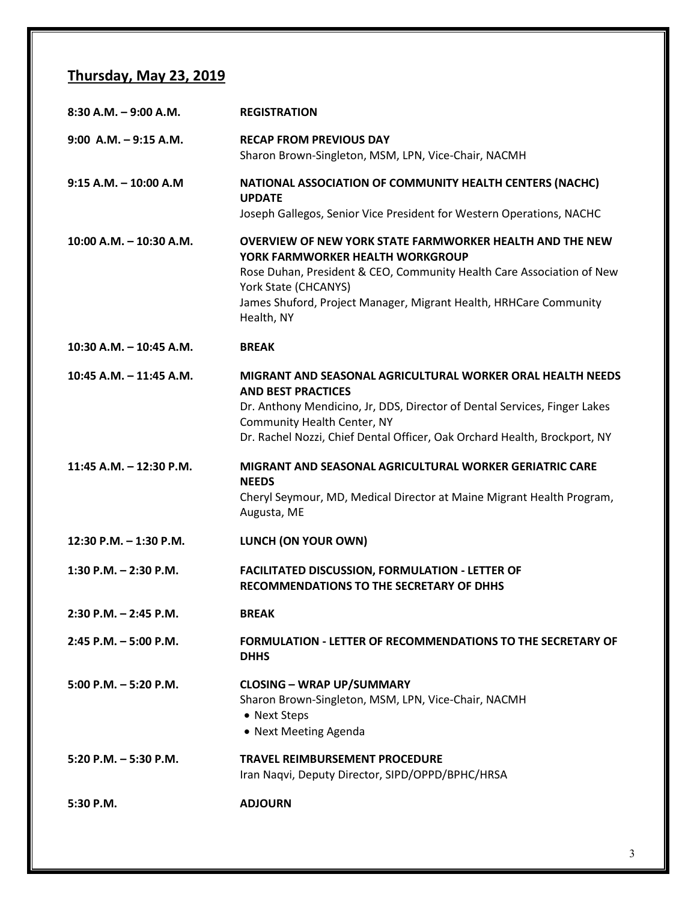## Thursday, May 23, 2019

| | |
|---|---|
| **8:30 A.M. – 9:00 A.M.** | **REGISTRATION** |
| **9:00 A.M. – 9:15 A.M.** | **RECAP FROM PREVIOUS DAY**<br>Sharon Brown-Singleton, MSM, LPN, Vice-Chair, NACMH |
| **9:15 A.M. – 10:00 A.M** | **NATIONAL ASSOCIATION OF COMMUNITY HEALTH CENTERS (NACHC) UPDATE**<br>Joseph Gallegos, Senior Vice President for Western Operations, NACHC |
| **10:00 A.M. – 10:30 A.M.** | **OVERVIEW OF NEW YORK STATE FARMWORKER HEALTH AND THE NEW YORK FARMWORKER HEALTH WORKGROUP**<br>Rose Duhan, President & CEO, Community Health Care Association of New York State (CHCANYS)<br>James Shuford, Project Manager, Migrant Health, HRHCare Community Health, NY |
| **10:30 A.M. – 10:45 A.M.** | **BREAK** |
| **10:45 A.M. – 11:45 A.M.** | **MIGRANT AND SEASONAL AGRICULTURAL WORKER ORAL HEALTH NEEDS AND BEST PRACTICES**<br>Dr. Anthony Mendicino, Jr, DDS, Director of Dental Services, Finger Lakes Community Health Center, NY<br>Dr. Rachel Nozzi, Chief Dental Officer, Oak Orchard Health, Brockport, NY |
| **11:45 A.M. – 12:30 P.M.** | **MIGRANT AND SEASONAL AGRICULTURAL WORKER GERIATRIC CARE NEEDS**<br>Cheryl Seymour, MD, Medical Director at Maine Migrant Health Program, Augusta, ME |
| **12:30 P.M. – 1:30 P.M.** | **LUNCH (ON YOUR OWN)** |
| **1:30 P.M. – 2:30 P.M.** | **FACILITATED DISCUSSION, FORMULATION - LETTER OF RECOMMENDATIONS TO THE SECRETARY OF DHHS** |
| **2:30 P.M. – 2:45 P.M.** | **BREAK** |
| **2:45 P.M. – 5:00 P.M.** | **FORMULATION - LETTER OF RECOMMENDATIONS TO THE SECRETARY OF DHHS** |
| **5:00 P.M. – 5:20 P.M.** | **CLOSING – WRAP UP/SUMMARY**<br>Sharon Brown-Singleton, MSM, LPN, Vice-Chair, NACMH<br>• Next Steps<br>• Next Meeting Agenda |
| **5:20 P.M. – 5:30 P.M.** | **TRAVEL REIMBURSEMENT PROCEDURE**<br>Iran Naqvi, Deputy Director, SIPD/OPPD/BPHC/HRSA |
| **5:30 P.M.** | **ADJOURN** |